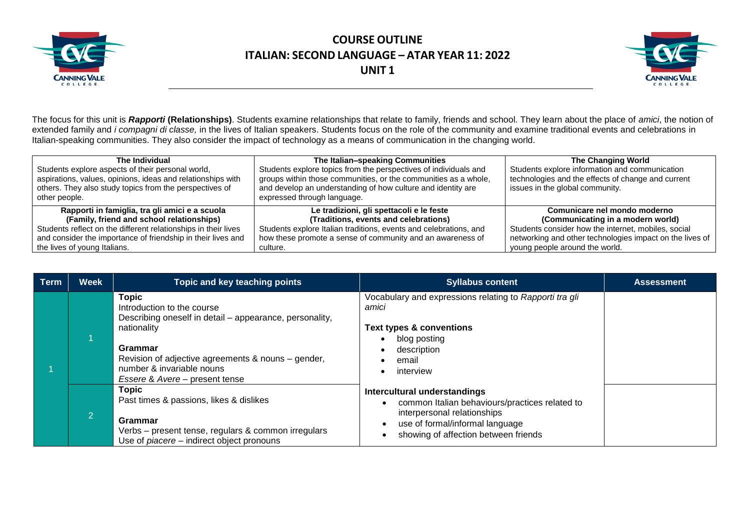# COURSE OUTLINE
# ITALIAN: SECOND LANGUAGE – ATAR YEAR 11: 2022
## UNIT 1

The focus for this unit is ***Rapporti* (Relationships)**. Students examine relationships that relate to family, friends and school. They learn about the place of *amici*, the notion of extended family and *i compagni di classe,* in the lives of Italian speakers. Students focus on the role of the community and examine traditional events and celebrations in Italian-speaking communities. They also consider the impact of technology as a means of communication in the changing world.

| **The Individual** | **The Italian–speaking Communities** | **The Changing World** |
|---|---|---|
| Students explore aspects of their personal world, aspirations, values, opinions, ideas and relationships with others. They also study topics from the perspectives of other people. | Students explore topics from the perspectives of individuals and groups within those communities, or the communities as a whole, and develop an understanding of how culture and identity are expressed through language. | Students explore information and communication technologies and the effects of change and current issues in the global community. |
| **Rapporti in famiglia, tra gli amici e a scuola (Family, friend and school relationships)** Students reflect on the different relationships in their lives and consider the importance of friendship in their lives and the lives of young Italians. | **Le tradizioni, gli spettacoli e le feste (Traditions, events and celebrations)** Students explore Italian traditions, events and celebrations, and how these promote a sense of community and an awareness of culture. | **Comunicare nel mondo moderno (Communicating in a modern world)** Students consider how the internet, mobiles, social networking and other technologies impact on the lives of young people around the world. |

| Term | Week | Topic and key teaching points | Syllabus content | Assessment |
|---|---|---|---|---|
| 1 | 1 | **Topic**<br>Introduction to the course<br>Describing oneself in detail – appearance, personality, nationality<br><br>**Grammar**<br>Revision of adjective agreements & nouns – gender, number & invariable nouns<br>*Essere* & *Avere* – present tense | Vocabulary and expressions relating to *Rapporti tra gli amici*<br><br>**Text types & conventions**<br>• blog posting<br>• description<br>• email<br>• interview<br><br>**Intercultural understandings**<br>• common Italian behaviours/practices related to interpersonal relationships<br>• use of formal/informal language<br>• showing of affection between friends | |
| | 2 | **Topic**<br>Past times & passions, likes & dislikes<br><br>**Grammar**<br>Verbs – present tense, regulars & common irregulars<br>Use of *piacere* – indirect object pronouns | | |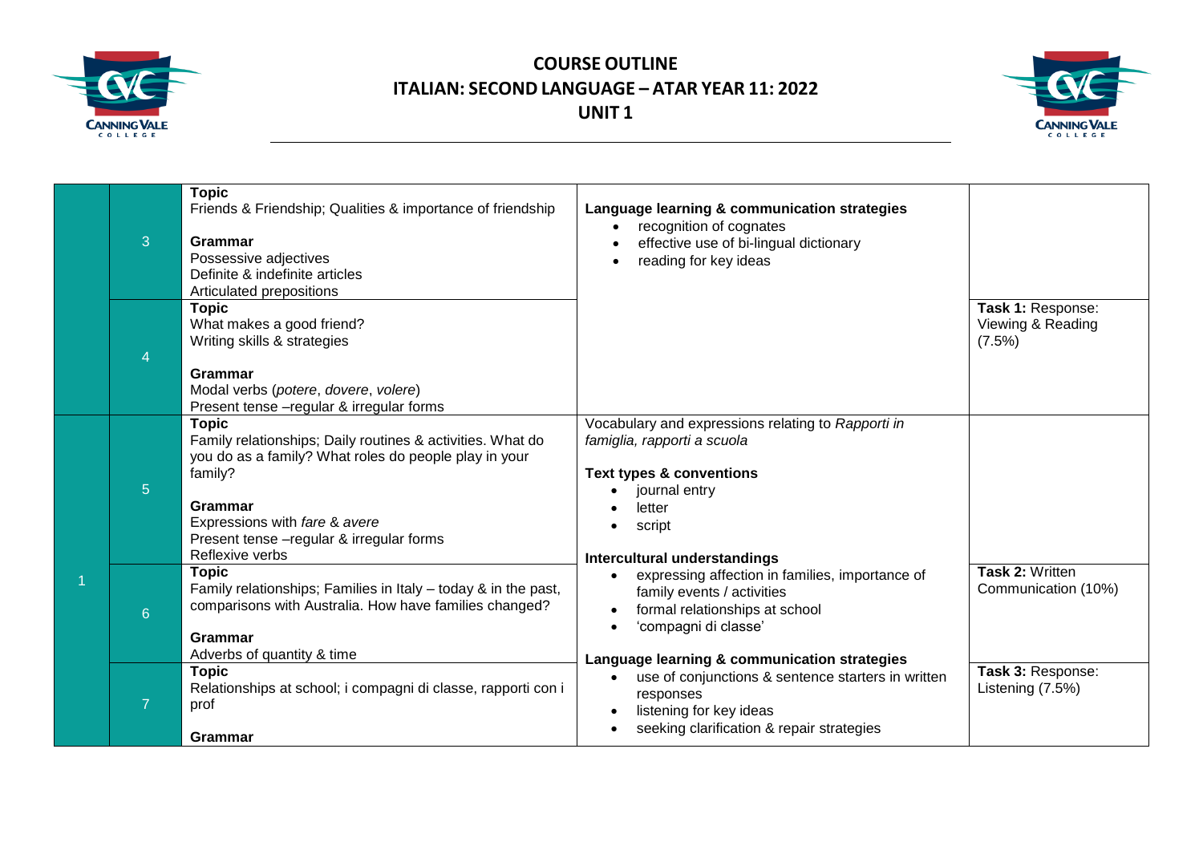# COURSE OUTLINE
# ITALIAN: SECOND LANGUAGE – ATAR YEAR 11: 2022
## UNIT 1

| Term | Week | Topic / Grammar | Language & Strategies | Assessment |
|---|---|---|---|---|
| | 3 | **Topic**<br>Friends & Friendship; Qualities & importance of friendship<br><br>**Grammar**<br>Possessive adjectives<br>Definite & indefinite articles<br>Articulated prepositions | **Language learning & communication strategies**<br>• recognition of cognates<br>• effective use of bi-lingual dictionary<br>• reading for key ideas | |
| | 4 | **Topic**<br>What makes a good friend?<br>Writing skills & strategies<br><br>**Grammar**<br>Modal verbs (*potere*, *dovere*, *volere*)<br>Present tense –regular & irregular forms | | **Task 1:** Response: Viewing & Reading (7.5%) |
| 1 | 5 | **Topic**<br>Family relationships; Daily routines & activities. What do you do as a family? What roles do people play in your family?<br><br>**Grammar**<br>Expressions with *fare* & *avere*<br>Present tense –regular & irregular forms<br>Reflexive verbs | Vocabulary and expressions relating to *Rapporti in famiglia, rapporti a scuola*<br><br>**Text types & conventions**<br>• journal entry<br>• letter<br>• script<br><br>**Intercultural understandings**<br>• expressing affection in families, importance of family events / activities<br>• formal relationships at school<br>• 'compagni di classe'<br><br>**Language learning & communication strategies**<br>• use of conjunctions & sentence starters in written responses<br>• listening for key ideas<br>• seeking clarification & repair strategies | |
| | 6 | **Topic**<br>Family relationships; Families in Italy – today & in the past, comparisons with Australia. How have families changed?<br><br>**Grammar**<br>Adverbs of quantity & time | | **Task 2:** Written Communication (10%) |
| | 7 | **Topic**<br>Relationships at school; i compagni di classe, rapporti con i prof<br><br>**Grammar** | | **Task 3:** Response: Listening (7.5%) |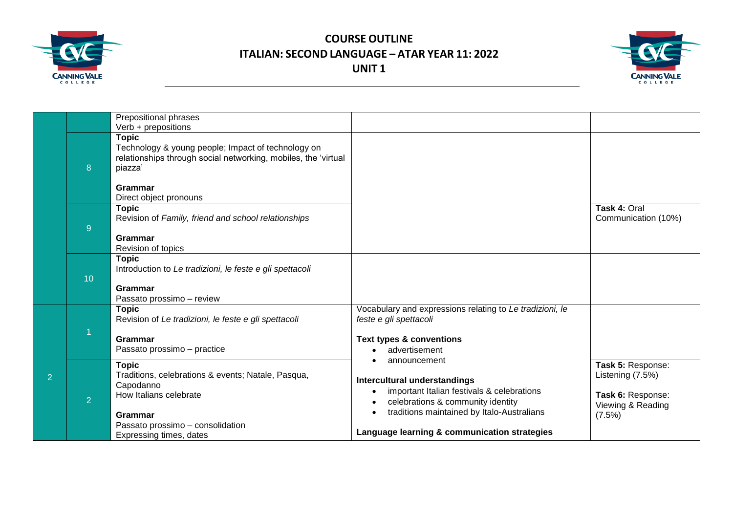# COURSE OUTLINE

## ITALIAN: SECOND LANGUAGE – ATAR YEAR 11: 2022

## UNIT 1

| Term | Week | Topic / Grammar | Content | Assessment |
|---|---|---|---|---|
| | | Prepositional phrases<br>Verb + prepositions | | |
| | 8 | **Topic**<br>Technology & young people; Impact of technology on relationships through social networking, mobiles, the 'virtual piazza'<br><br>**Grammar**<br>Direct object pronouns | | |
| | 9 | **Topic**<br>Revision of *Family, friend and school relationships*<br><br>**Grammar**<br>Revision of topics | | **Task 4:** Oral Communication (10%) |
| | 10 | **Topic**<br>Introduction to *Le tradizioni, le feste e gli spettacoli*<br><br>**Grammar**<br>Passato prossimo – review | | |
| 2 | 1 | **Topic**<br>Revision of *Le tradizioni, le feste e gli spettacoli*<br><br>**Grammar**<br>Passato prossimo – practice | Vocabulary and expressions relating to *Le tradizioni, le feste e gli spettacoli*<br><br>**Text types & conventions**<br>• advertisement<br>• announcement<br><br>**Intercultural understandings**<br>• important Italian festivals & celebrations<br>• celebrations & community identity<br>• traditions maintained by Italo-Australians<br><br>**Language learning & communication strategies** | |
| 2 | 2 | **Topic**<br>Traditions, celebrations & events; Natale, Pasqua, Capodanno<br>How Italians celebrate<br><br>**Grammar**<br>Passato prossimo – consolidation<br>Expressing times, dates | | **Task 5:** Response: Listening (7.5%)<br><br>**Task 6:** Response: Viewing & Reading (7.5%) |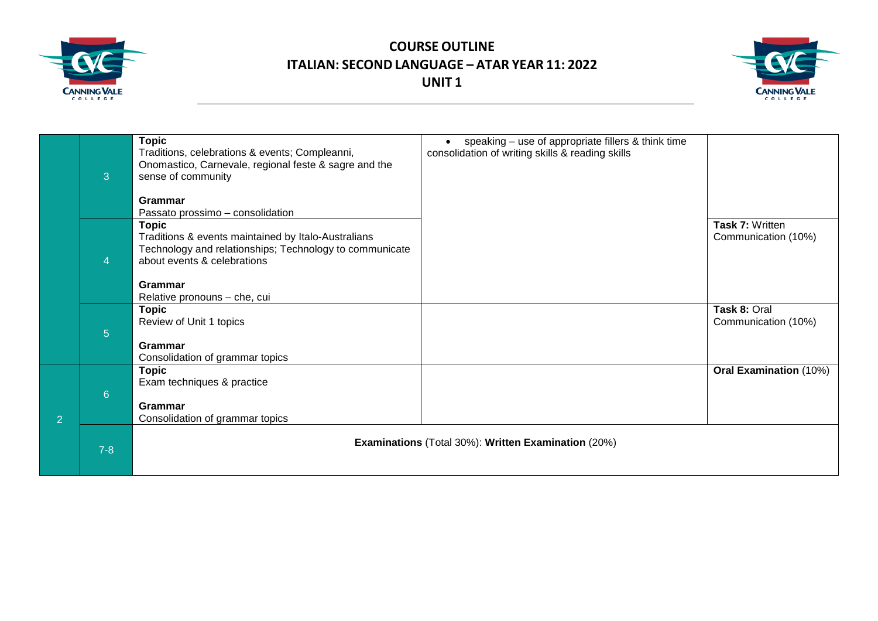# COURSE OUTLINE
# ITALIAN: SECOND LANGUAGE – ATAR YEAR 11: 2022
# UNIT 1

| | | | | |
|---|---|---|---|---|
| | 3 | **Topic**<br>Traditions, celebrations & events; Compleanni, Onomastico, Carnevale, regional feste & sagre and the sense of community<br><br>**Grammar**<br>Passato prossimo – consolidation | • speaking – use of appropriate fillers & think time<br>consolidation of writing skills & reading skills | |
| | 4 | **Topic**<br>Traditions & events maintained by Italo-Australians<br>Technology and relationships; Technology to communicate about events & celebrations<br><br>**Grammar**<br>Relative pronouns – che, cui | | **Task 7:** Written Communication (10%) |
| | 5 | **Topic**<br>Review of Unit 1 topics<br><br>**Grammar**<br>Consolidation of grammar topics | | **Task 8:** Oral Communication (10%) |
| 2 | 6 | **Topic**<br>Exam techniques & practice<br><br>**Grammar**<br>Consolidation of grammar topics | | **Oral Examination** (10%) |
| | 7-8 | **Examinations** (Total 30%): **Written Examination** (20%) | | |